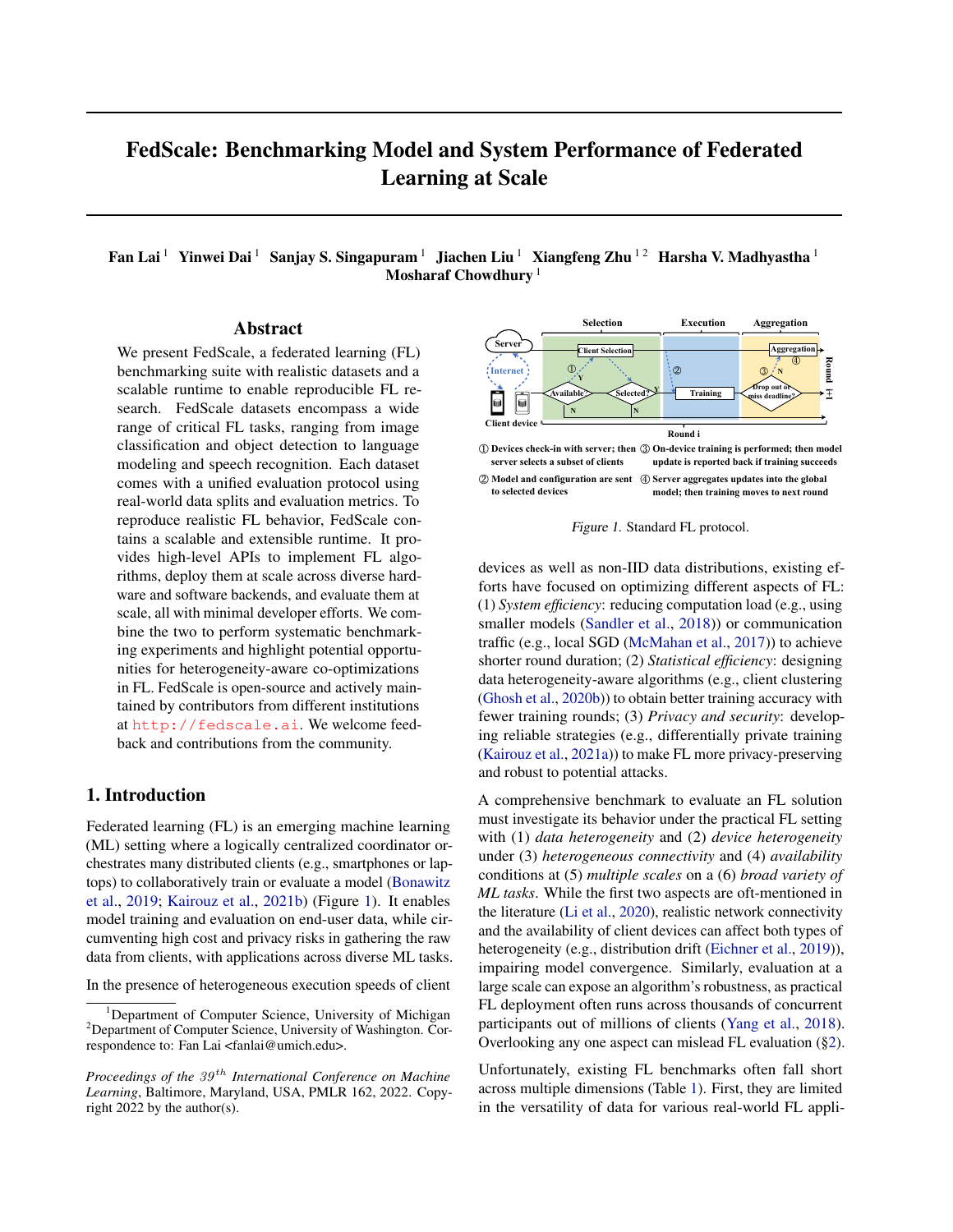# FedScale: Benchmarking Model and System Performance of Federated Learning at Scale

**Fan Lai**[1] **Yinwei Dai**[1] **Sanjay S. Singapuram**[1] **Jiachen Liu**[1] **Xiangfeng Zhu**[1,2] **Harsha V. Madhyastha**[1] **Mosharaf Chowdhury**[1]

## Abstract

We present FedScale, a federated learning (FL) benchmarking suite with realistic datasets and a scalable runtime to enable reproducible FL research. FedScale datasets encompass a wide range of critical FL tasks, ranging from image classification and object detection to language modeling and speech recognition. Each dataset comes with a unified evaluation protocol using real-world data splits and evaluation metrics. To reproduce realistic FL behavior, FedScale contains a scalable and extensible runtime. It provides high-level APIs to implement FL algorithms, deploy them at scale across diverse hardware and software backends, and evaluate them at scale, all with minimal developer efforts. We combine the two to perform systematic benchmarking experiments and highlight potential opportunities for heterogeneity-aware co-optimizations in FL. FedScale is open-source and actively maintained by contributors from different institutions at http://fedscale.ai. We welcome feedback and contributions from the community.

## 1. Introduction

Federated learning (FL) is an emerging machine learning (ML) setting where a logically centralized coordinator orchestrates many distributed clients (e.g., smartphones or laptops) to collaboratively train or evaluate a model (Bonawitz et al., 2019; Kairouz et al., 2021b) (Figure 1). It enables model training and evaluation on end-user data, while circumventing high cost and privacy risks in gathering the raw data from clients, with applications across diverse ML tasks.

In the presence of heterogeneous execution speeds of client devices as well as non-IID data distributions, existing efforts have focused on optimizing different aspects of FL: (1) *System efficiency*: reducing computation load (e.g., using smaller models (Sandler et al., 2018)) or communication traffic (e.g., local SGD (McMahan et al., 2017)) to achieve shorter round duration; (2) *Statistical efficiency*: designing data heterogeneity-aware algorithms (e.g., client clustering (Ghosh et al., 2020b)) to obtain better training accuracy with fewer training rounds; (3) *Privacy and security*: developing reliable strategies (e.g., differentially private training (Kairouz et al., 2021a)) to make FL more privacy-preserving and robust to potential attacks.

Server, Internet, Client device, Selection, Execution, Aggregation, Client Selection, Available?, Selected?, Training, Drop out or miss deadline?, Aggregation, Round i, Round i+1

① Devices check-in with server; then server selects a subset of clients
② Model and configuration are sent to selected devices
③ On-device training is performed; then model update is reported back if training succeeds
④ Server aggregates updates into the global model; then training moves to next round

*Figure 1.* Standard FL protocol.

A comprehensive benchmark to evaluate an FL solution must investigate its behavior under the practical FL setting with (1) *data heterogeneity* and (2) *device heterogeneity* under (3) *heterogeneous connectivity* and (4) *availability* conditions at (5) *multiple scales* on a (6) *broad variety of ML tasks*. While the first two aspects are oft-mentioned in the literature (Li et al., 2020), realistic network connectivity and the availability of client devices can affect both types of heterogeneity (e.g., distribution drift (Eichner et al., 2019)), impairing model convergence. Similarly, evaluation at a large scale can expose an algorithm's robustness, as practical FL deployment often runs across thousands of concurrent participants out of millions of clients (Yang et al., 2018). Overlooking any one aspect can mislead FL evaluation (§2).

Unfortunately, existing FL benchmarks often fall short across multiple dimensions (Table 1). First, they are limited in the versatility of data for various real-world FL appli-

[1]Department of Computer Science, University of Michigan [2]Department of Computer Science, University of Washington. Correspondence to: Fan Lai <fanlai@umich.edu>.

*Proceedings of the 39th International Conference on Machine Learning*, Baltimore, Maryland, USA, PMLR 162, 2022. Copyright 2022 by the author(s).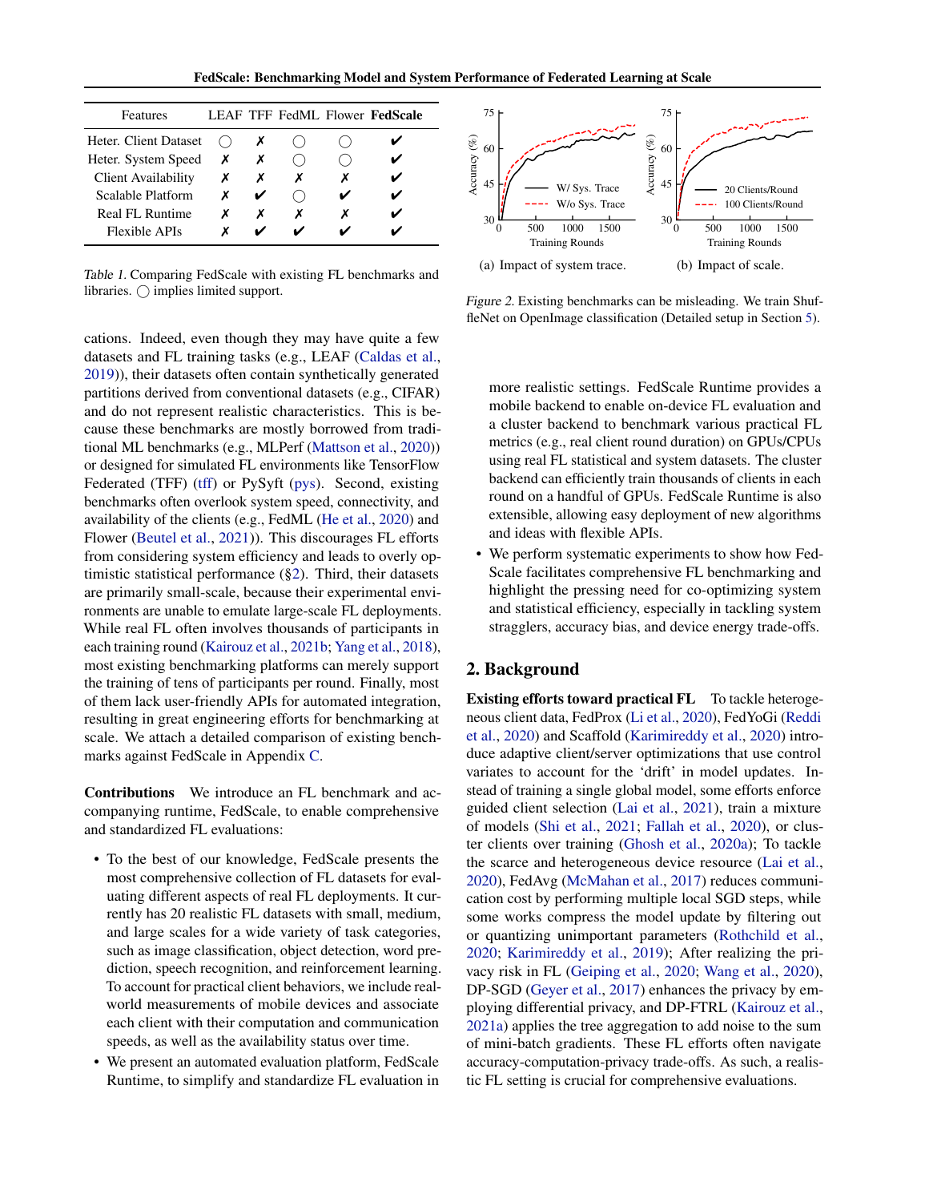| Features | LEAF | TFF | FedML | Flower | **FedScale** |
|---|---|---|---|---|---|
| Heter. Client Dataset | ◯ | ✗ | ◯ | ◯ | ✔ |
| Heter. System Speed | ✗ | ✗ | ◯ | ◯ | ✔ |
| Client Availability | ✗ | ✗ | ✗ | ✗ | ✔ |
| Scalable Platform | ✗ | ✔ | ◯ | ✔ | ✔ |
| Real FL Runtime | ✗ | ✗ | ✗ | ✗ | ✔ |
| Flexible APIs | ✗ | ✔ | ✔ | ✔ | ✔ |

*Table 1.* Comparing FedScale with existing FL benchmarks and libraries. ◯ implies limited support.

(a) Impact of system trace. (b) Impact of scale.

*Figure 2.* Existing benchmarks can be misleading. We train ShuffleNet on OpenImage classification (Detailed setup in Section 5).

cations. Indeed, even though they may have quite a few datasets and FL training tasks (e.g., LEAF (Caldas et al., 2019)), their datasets often contain synthetically generated partitions derived from conventional datasets (e.g., CIFAR) and do not represent realistic characteristics. This is because these benchmarks are mostly borrowed from traditional ML benchmarks (e.g., MLPerf (Mattson et al., 2020)) or designed for simulated FL environments like TensorFlow Federated (TFF) (tff) or PySyft (pys). Second, existing benchmarks often overlook system speed, connectivity, and availability of the clients (e.g., FedML (He et al., 2020) and Flower (Beutel et al., 2021)). This discourages FL efforts from considering system efficiency and leads to overly optimistic statistical performance (§2). Third, their datasets are primarily small-scale, because their experimental environments are unable to emulate large-scale FL deployments. While real FL often involves thousands of participants in each training round (Kairouz et al., 2021b; Yang et al., 2018), most existing benchmarking platforms can merely support the training of tens of participants per round. Finally, most of them lack user-friendly APIs for automated integration, resulting in great engineering efforts for benchmarking at scale. We attach a detailed comparison of existing benchmarks against FedScale in Appendix C.

**Contributions** We introduce an FL benchmark and accompanying runtime, FedScale, to enable comprehensive and standardized FL evaluations:

- To the best of our knowledge, FedScale presents the most comprehensive collection of FL datasets for evaluating different aspects of real FL deployments. It currently has 20 realistic FL datasets with small, medium, and large scales for a wide variety of task categories, such as image classification, object detection, word prediction, speech recognition, and reinforcement learning. To account for practical client behaviors, we include real-world measurements of mobile devices and associate each client with their computation and communication speeds, as well as the availability status over time.
- We present an automated evaluation platform, FedScale Runtime, to simplify and standardize FL evaluation in more realistic settings. FedScale Runtime provides a mobile backend to enable on-device FL evaluation and a cluster backend to benchmark various practical FL metrics (e.g., real client round duration) on GPUs/CPUs using real FL statistical and system datasets. The cluster backend can efficiently train thousands of clients in each round on a handful of GPUs. FedScale Runtime is also extensible, allowing easy deployment of new algorithms and ideas with flexible APIs.
- We perform systematic experiments to show how FedScale facilitates comprehensive FL benchmarking and highlight the pressing need for co-optimizing system and statistical efficiency, especially in tackling system stragglers, accuracy bias, and device energy trade-offs.

## 2. Background

**Existing efforts toward practical FL** To tackle heterogeneous client data, FedProx (Li et al., 2020), FedYoGi (Reddi et al., 2020) and Scaffold (Karimireddy et al., 2020) introduce adaptive client/server optimizations that use control variates to account for the 'drift' in model updates. Instead of training a single global model, some efforts enforce guided client selection (Lai et al., 2021), train a mixture of models (Shi et al., 2021; Fallah et al., 2020), or cluster clients over training (Ghosh et al., 2020a); To tackle the scarce and heterogeneous device resource (Lai et al., 2020), FedAvg (McMahan et al., 2017) reduces communication cost by performing multiple local SGD steps, while some works compress the model update by filtering out or quantizing unimportant parameters (Rothchild et al., 2020; Karimireddy et al., 2019); After realizing the privacy risk in FL (Geiping et al., 2020; Wang et al., 2020), DP-SGD (Geyer et al., 2017) enhances the privacy by employing differential privacy, and DP-FTRL (Kairouz et al., 2021a) applies the tree aggregation to add noise to the sum of mini-batch gradients. These FL efforts often navigate accuracy-computation-privacy trade-offs. As such, a realistic FL setting is crucial for comprehensive evaluations.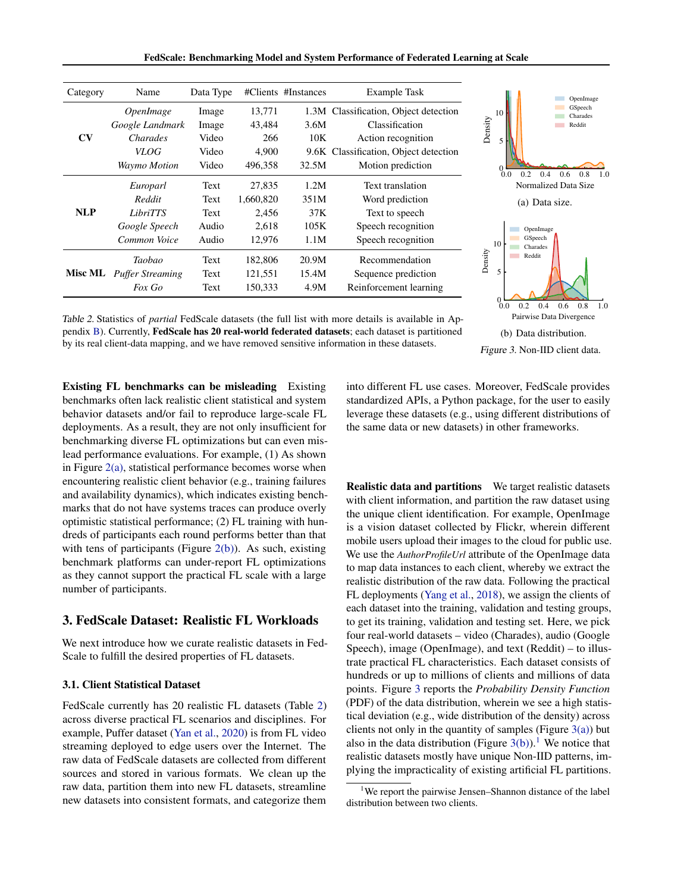| Category | Name | Data Type | #Clients | #Instances | Example Task |
|---|---|---|---|---|---|
| **CV** | *OpenImage* | Image | 13,771 | 1.3M | Classification, Object detection |
| | *Google Landmark* | Image | 43,484 | 3.6M | Classification |
| | *Charades* | Video | 266 | 10K | Action recognition |
| | *VLOG* | Video | 4,900 | 9.6K | Classification, Object detection |
| | *Waymo Motion* | Video | 496,358 | 32.5M | Motion prediction |
| **NLP** | *Europarl* | Text | 27,835 | 1.2M | Text translation |
| | *Reddit* | Text | 1,660,820 | 351M | Word prediction |
| | *LibriTTS* | Text | 2,456 | 37K | Text to speech |
| | *Google Speech* | Audio | 2,618 | 105K | Speech recognition |
| | *Common Voice* | Audio | 12,976 | 1.1M | Speech recognition |
| **Misc ML** | *Taobao* | Text | 182,806 | 20.9M | Recommendation |
| | *Puffer Streaming* | Text | 121,551 | 15.4M | Sequence prediction |
| | *Fox Go* | Text | 150,333 | 4.9M | Reinforcement learning |

*Table 2.* Statistics of *partial* FedScale datasets (the full list with more details is available in Appendix B). Currently, **FedScale has 20 real-world federated datasets**; each dataset is partitioned by its real client-data mapping, and we have removed sensitive information in these datasets.

(a) Data size.

(b) Data distribution.

*Figure 3.* Non-IID client data.

**Existing FL benchmarks can be misleading** Existing benchmarks often lack realistic client statistical and system behavior datasets and/or fail to reproduce large-scale FL deployments. As a result, they are not only insufficient for benchmarking diverse FL optimizations but can even mislead performance evaluations. For example, (1) As shown in Figure 2(a), statistical performance becomes worse when encountering realistic client behavior (e.g., training failures and availability dynamics), which indicates existing benchmarks that do not have systems traces can produce overly optimistic statistical performance; (2) FL training with hundreds of participants each round performs better than that with tens of participants (Figure 2(b)). As such, existing benchmark platforms can under-report FL optimizations as they cannot support the practical FL scale with a large number of participants.

## 3. FedScale Dataset: Realistic FL Workloads

We next introduce how we curate realistic datasets in FedScale to fulfill the desired properties of FL datasets.

### 3.1. Client Statistical Dataset

FedScale currently has 20 realistic FL datasets (Table 2) across diverse practical FL scenarios and disciplines. For example, Puffer dataset (Yan et al., 2020) is from FL video streaming deployed to edge users over the Internet. The raw data of FedScale datasets are collected from different sources and stored in various formats. We clean up the raw data, partition them into new FL datasets, streamline new datasets into consistent formats, and categorize them into different FL use cases. Moreover, FedScale provides standardized APIs, a Python package, for the user to easily leverage these datasets (e.g., using different distributions of the same data or new datasets) in other frameworks.

**Realistic data and partitions** We target realistic datasets with client information, and partition the raw dataset using the unique client identification. For example, OpenImage is a vision dataset collected by Flickr, wherein different mobile users upload their images to the cloud for public use. We use the *AuthorProfileUrl* attribute of the OpenImage data to map data instances to each client, whereby we extract the realistic distribution of the raw data. Following the practical FL deployments (Yang et al., 2018), we assign the clients of each dataset into the training, validation and testing groups, to get its training, validation and testing set. Here, we pick four real-world datasets – video (Charades), audio (Google Speech), image (OpenImage), and text (Reddit) – to illustrate practical FL characteristics. Each dataset consists of hundreds or up to millions of clients and millions of data points. Figure 3 reports the *Probability Density Function* (PDF) of the data distribution, wherein we see a high statistical deviation (e.g., wide distribution of the density) across clients not only in the quantity of samples (Figure 3(a)) but also in the data distribution (Figure 3(b)).[1] We notice that realistic datasets mostly have unique Non-IID patterns, implying the impracticality of existing artificial FL partitions.

[1] We report the pairwise Jensen–Shannon distance of the label distribution between two clients.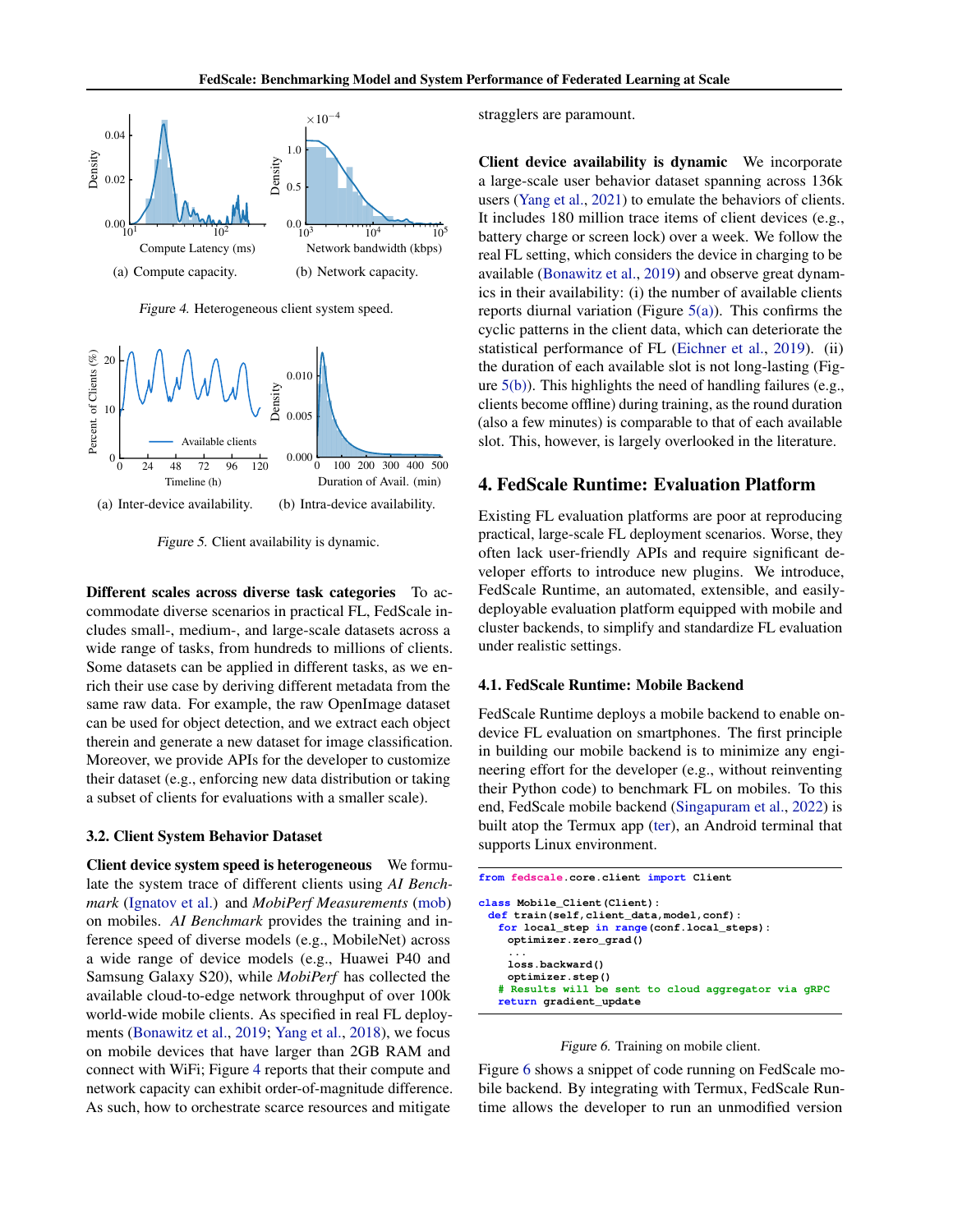(a) Compute capacity.

(b) Network capacity.

*Figure 4.* Heterogeneous client system speed.

(a) Inter-device availability.

(b) Intra-device availability.

*Figure 5.* Client availability is dynamic.

**Different scales across diverse task categories** To accommodate diverse scenarios in practical FL, FedScale includes small-, medium-, and large-scale datasets across a wide range of tasks, from hundreds to millions of clients. Some datasets can be applied in different tasks, as we enrich their use case by deriving different metadata from the same raw data. For example, the raw OpenImage dataset can be used for object detection, and we extract each object therein and generate a new dataset for image classification. Moreover, we provide APIs for the developer to customize their dataset (e.g., enforcing new data distribution or taking a subset of clients for evaluations with a smaller scale).

### 3.2. Client System Behavior Dataset

**Client device system speed is heterogeneous** We formulate the system trace of different clients using *AI Benchmark* (Ignatov et al.) and *MobiPerf Measurements* (mob) on mobiles. *AI Benchmark* provides the training and inference speed of diverse models (e.g., MobileNet) across a wide range of device models (e.g., Huawei P40 and Samsung Galaxy S20), while *MobiPerf* has collected the available cloud-to-edge network throughput of over 100k world-wide mobile clients. As specified in real FL deployments (Bonawitz et al., 2019; Yang et al., 2018), we focus on mobile devices that have larger than 2GB RAM and connect with WiFi; Figure 4 reports that their compute and network capacity can exhibit order-of-magnitude difference. As such, how to orchestrate scarce resources and mitigate stragglers are paramount.

**Client device availability is dynamic** We incorporate a large-scale user behavior dataset spanning across 136k users (Yang et al., 2021) to emulate the behaviors of clients. It includes 180 million trace items of client devices (e.g., battery charge or screen lock) over a week. We follow the real FL setting, which considers the device in charging to be available (Bonawitz et al., 2019) and observe great dynamics in their availability: (i) the number of available clients reports diurnal variation (Figure 5(a)). This confirms the cyclic patterns in the client data, which can deteriorate the statistical performance of FL (Eichner et al., 2019). (ii) the duration of each available slot is not long-lasting (Figure 5(b)). This highlights the need of handling failures (e.g., clients become offline) during training, as the round duration (also a few minutes) is comparable to that of each available slot. This, however, is largely overlooked in the literature.

## 4. FedScale Runtime: Evaluation Platform

Existing FL evaluation platforms are poor at reproducing practical, large-scale FL deployment scenarios. Worse, they often lack user-friendly APIs and require significant developer efforts to introduce new plugins. We introduce, FedScale Runtime, an automated, extensible, and easily-deployable evaluation platform equipped with mobile and cluster backends, to simplify and standardize FL evaluation under realistic settings.

### 4.1. FedScale Runtime: Mobile Backend

FedScale Runtime deploys a mobile backend to enable on-device FL evaluation on smartphones. The first principle in building our mobile backend is to minimize any engineering effort for the developer (e.g., without reinventing their Python code) to benchmark FL on mobiles. To this end, FedScale mobile backend (Singapuram et al., 2022) is built atop the Termux app (ter), an Android terminal that supports Linux environment.

```
from fedscale.core.client import Client

class Mobile_Client(Client):
  def train(self,client_data,model,conf):
    for local_step in range(conf.local_steps):
      optimizer.zero_grad()
      ...
      loss.backward()
      optimizer.step()
    # Results will be sent to cloud aggregator via gRPC
    return gradient_update
```

*Figure 6.* Training on mobile client.

Figure 6 shows a snippet of code running on FedScale mobile backend. By integrating with Termux, FedScale Runtime allows the developer to run an unmodified version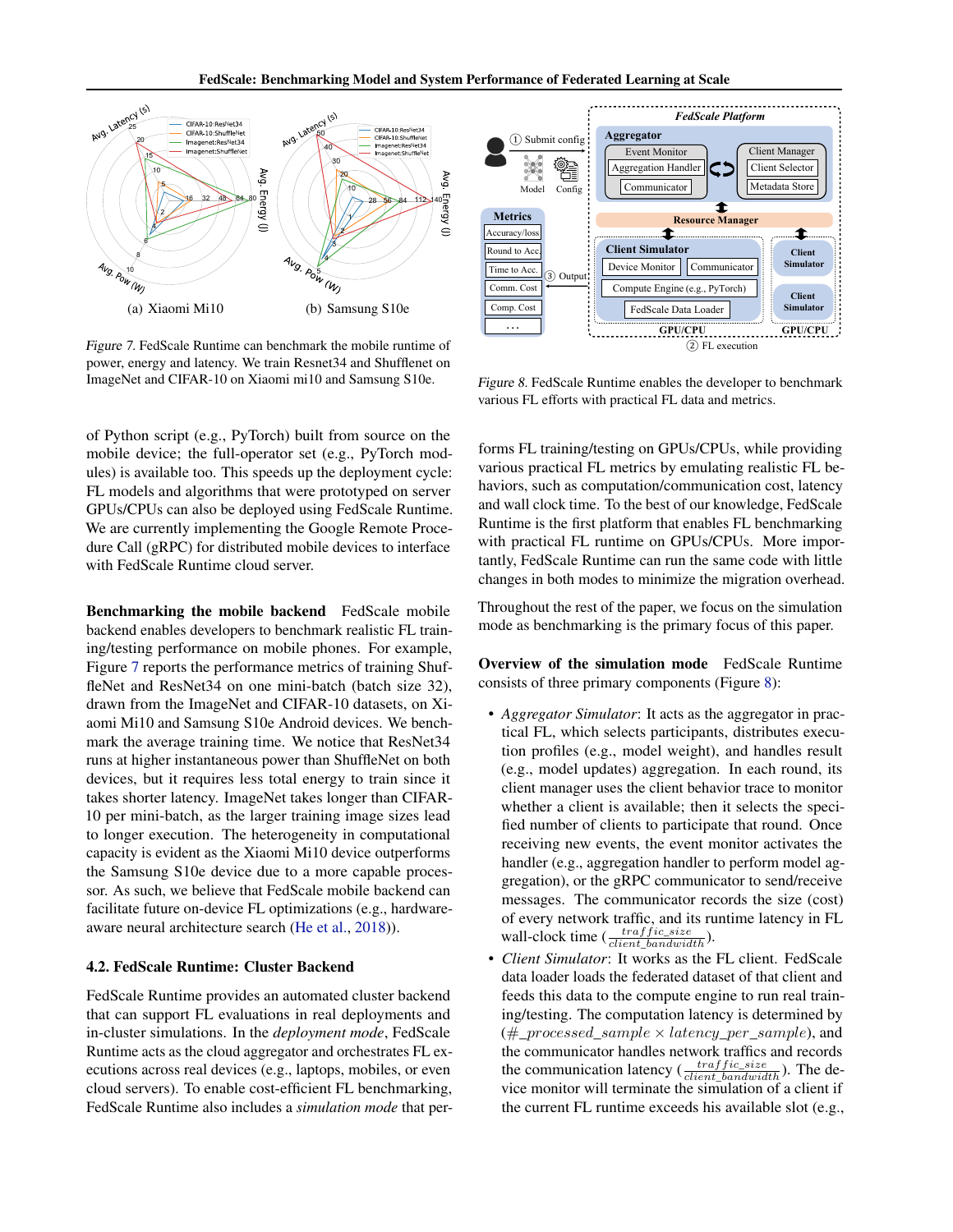Figure 7. FedScale Runtime can benchmark the mobile runtime of power, energy and latency. We train Resnet34 and Shufflenet on ImageNet and CIFAR-10 on Xiaomi mi10 and Samsung S10e.

Figure 8. FedScale Runtime enables the developer to benchmark various FL efforts with practical FL data and metrics.

of Python script (e.g., PyTorch) built from source on the mobile device; the full-operator set (e.g., PyTorch modules) is available too. This speeds up the deployment cycle: FL models and algorithms that were prototyped on server GPUs/CPUs can also be deployed using FedScale Runtime. We are currently implementing the Google Remote Procedure Call (gRPC) for distributed mobile devices to interface with FedScale Runtime cloud server.

**Benchmarking the mobile backend** FedScale mobile backend enables developers to benchmark realistic FL training/testing performance on mobile phones. For example, Figure 7 reports the performance metrics of training ShuffleNet and ResNet34 on one mini-batch (batch size 32), drawn from the ImageNet and CIFAR-10 datasets, on Xiaomi Mi10 and Samsung S10e Android devices. We benchmark the average training time. We notice that ResNet34 runs at higher instantaneous power than ShuffleNet on both devices, but it requires less total energy to train since it takes shorter latency. ImageNet takes longer than CIFAR-10 per mini-batch, as the larger training image sizes lead to longer execution. The heterogeneity in computational capacity is evident as the Xiaomi Mi10 device outperforms the Samsung S10e device due to a more capable processor. As such, we believe that FedScale mobile backend can facilitate future on-device FL optimizations (e.g., hardware-aware neural architecture search (He et al., 2018)).

### 4.2. FedScale Runtime: Cluster Backend

FedScale Runtime provides an automated cluster backend that can support FL evaluations in real deployments and in-cluster simulations. In the *deployment mode*, FedScale Runtime acts as the cloud aggregator and orchestrates FL executions across real devices (e.g., laptops, mobiles, or even cloud servers). To enable cost-efficient FL benchmarking, FedScale Runtime also includes a *simulation mode* that performs FL training/testing on GPUs/CPUs, while providing various practical FL metrics by emulating realistic FL behaviors, such as computation/communication cost, latency and wall clock time. To the best of our knowledge, FedScale Runtime is the first platform that enables FL benchmarking with practical FL runtime on GPUs/CPUs. More importantly, FedScale Runtime can run the same code with little changes in both modes to minimize the migration overhead.

Throughout the rest of the paper, we focus on the simulation mode as benchmarking is the primary focus of this paper.

**Overview of the simulation mode** FedScale Runtime consists of three primary components (Figure 8):

- *Aggregator Simulator*: It acts as the aggregator in practical FL, which selects participants, distributes execution profiles (e.g., model weight), and handles result (e.g., model updates) aggregation. In each round, its client manager uses the client behavior trace to monitor whether a client is available; then it selects the specified number of clients to participate that round. Once receiving new events, the event monitor activates the handler (e.g., aggregation handler to perform model aggregation), or the gRPC communicator to send/receive messages. The communicator records the size (cost) of every network traffic, and its runtime latency in FL wall-clock time ($\frac{traffic\_size}{client\_bandwidth}$).
- *Client Simulator*: It works as the FL client. FedScale data loader loads the federated dataset of that client and feeds this data to the compute engine to run real training/testing. The computation latency is determined by ($\#\_processed\_sample \times latency\_per\_sample$), and the communicator handles network traffics and records the communication latency ($\frac{traffic\_size}{client\_bandwidth}$). The device monitor will terminate the simulation of a client if the current FL runtime exceeds his available slot (e.g.,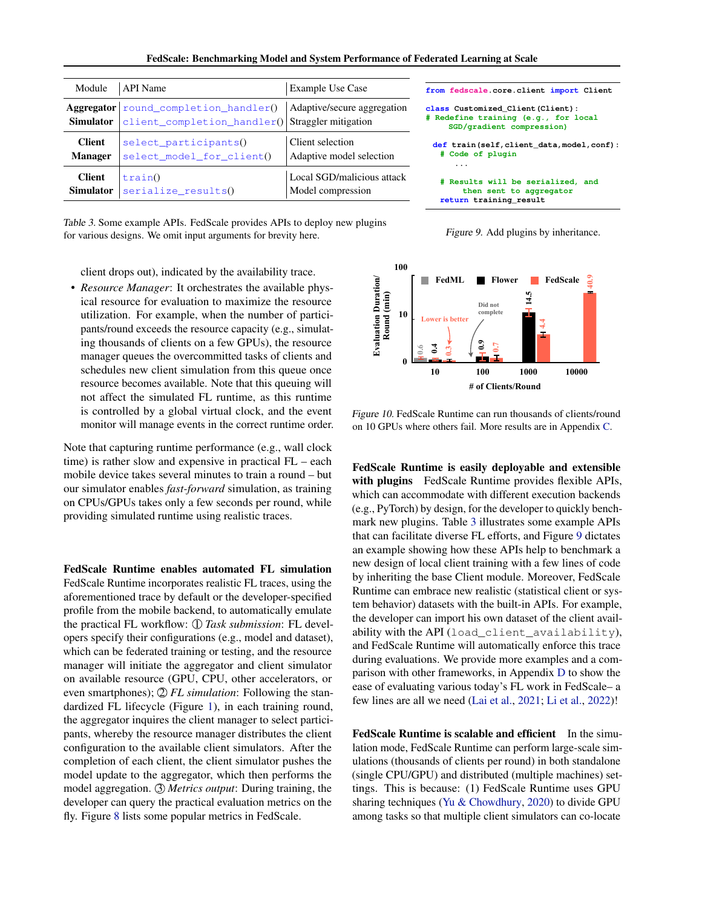| Module | API Name | Example Use Case |
|---|---|---|
| **Aggregator Simulator** | `round_completion_handler()` | Adaptive/secure aggregation |
| | `client_completion_handler()` | Straggler mitigation |
| **Client Manager** | `select_participants()` | Client selection |
| | `select_model_for_client()` | Adaptive model selection |
| **Client Simulator** | `train()` | Local SGD/malicious attack |
| | `serialize_results()` | Model compression |

*Table 3.* Some example APIs. FedScale provides APIs to deploy new plugins for various designs. We omit input arguments for brevity here.

```
from fedscale.core.client import Client

class Customized_Client(Client):
# Redefine training (e.g., for local
     SGD/gradient compression)

  def train(self,client_data,model,conf):
    # Code of plugin
      ...

    # Results will be serialized, and
         then sent to aggregator
    return training_result
```

*Figure 9.* Add plugins by inheritance.

client drops out), indicated by the availability trace.

- *Resource Manager*: It orchestrates the available physical resource for evaluation to maximize the resource utilization. For example, when the number of participants/round exceeds the resource capacity (e.g., simulating thousands of clients on a few GPUs), the resource manager queues the overcommitted tasks of clients and schedules new client simulation from this queue once resource becomes available. Note that this queuing will not affect the simulated FL runtime, as this runtime is controlled by a global virtual clock, and the event monitor will manage events in the correct runtime order.

Note that capturing runtime performance (e.g., wall clock time) is rather slow and expensive in practical FL – each mobile device takes several minutes to train a round – but our simulator enables *fast-forward* simulation, as training on CPUs/GPUs takes only a few seconds per round, while providing simulated runtime using realistic traces.

**FedScale Runtime enables automated FL simulation** FedScale Runtime incorporates realistic FL traces, using the aforementioned trace by default or the developer-specified profile from the mobile backend, to automatically emulate the practical FL workflow: ① *Task submission*: FL developers specify their configurations (e.g., model and dataset), which can be federated training or testing, and the resource manager will initiate the aggregator and client simulator on available resource (GPU, CPU, other accelerators, or even smartphones); ② *FL simulation*: Following the standardized FL lifecycle (Figure 1), in each training round, the aggregator inquires the client manager to select participants, whereby the resource manager distributes the client configuration to the available client simulators. After the completion of each client, the client simulator pushes the model update to the aggregator, which then performs the model aggregation. ③ *Metrics output*: During training, the developer can query the practical evaluation metrics on the fly. Figure 8 lists some popular metrics in FedScale.

*Figure 10.* FedScale Runtime can run thousands of clients/round on 10 GPUs where others fail. More results are in Appendix C.

**FedScale Runtime is easily deployable and extensible with plugins** FedScale Runtime provides flexible APIs, which can accommodate with different execution backends (e.g., PyTorch) by design, for the developer to quickly benchmark new plugins. Table 3 illustrates some example APIs that can facilitate diverse FL efforts, and Figure 9 dictates an example showing how these APIs help to benchmark a new design of local client training with a few lines of code by inheriting the base Client module. Moreover, FedScale Runtime can embrace new realistic (statistical client or system behavior) datasets with the built-in APIs. For example, the developer can import his own dataset of the client availability with the API (`load_client_availability`), and FedScale Runtime will automatically enforce this trace during evaluations. We provide more examples and a comparison with other frameworks, in Appendix D to show the ease of evaluating various today's FL work in FedScale– a few lines are all we need (Lai et al., 2021; Li et al., 2022)!

**FedScale Runtime is scalable and efficient** In the simulation mode, FedScale Runtime can perform large-scale simulations (thousands of clients per round) in both standalone (single CPU/GPU) and distributed (multiple machines) settings. This is because: (1) FedScale Runtime uses GPU sharing techniques (Yu & Chowdhury, 2020) to divide GPU among tasks so that multiple client simulators can co-locate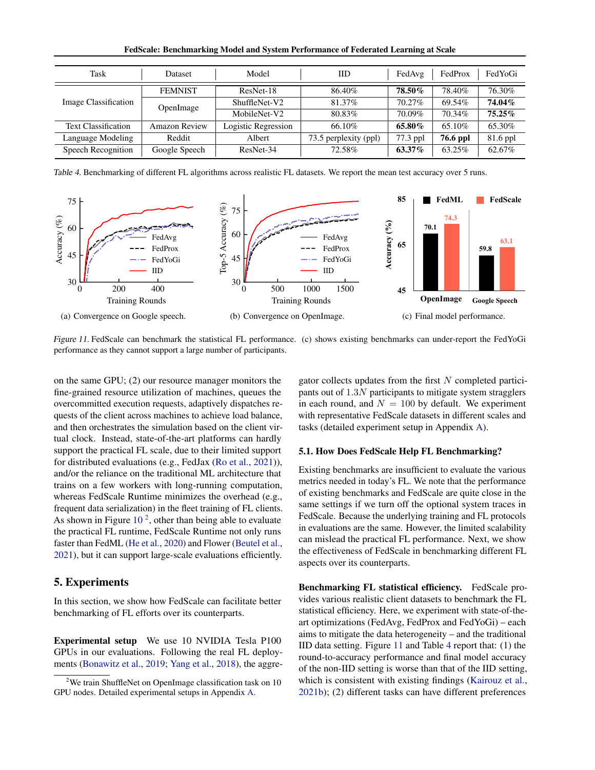| Task | Dataset | Model | IID | FedAvg | FedProx | FedYoGi |
|---|---|---|---|---|---|---|
| Image Classification | FEMNIST | ResNet-18 | 86.40% | **78.50%** | 78.40% | 76.30% |
| | OpenImage | ShuffleNet-V2 | 81.37% | 70.27% | 69.54% | **74.04%** |
| | | MobileNet-V2 | 80.83% | 70.09% | 70.34% | **75.25%** |
| Text Classification | Amazon Review | Logistic Regression | 66.10% | **65.80%** | 65.10% | 65.30% |
| Language Modeling | Reddit | Albert | 73.5 perplexity (ppl) | 77.3 ppl | **76.6 ppl** | 81.6 ppl |
| Speech Recognition | Google Speech | ResNet-34 | 72.58% | **63.37%** | 63.25% | 62.67% |

*Table 4.* Benchmarking of different FL algorithms across realistic FL datasets. We report the mean test accuracy over 5 runs.

(a) Convergence on Google speech.

(b) Convergence on OpenImage.

(c) Final model performance.

*Figure 11.* FedScale can benchmark the statistical FL performance. (c) shows existing benchmarks can under-report the FedYoGi performance as they cannot support a large number of participants.

on the same GPU; (2) our resource manager monitors the fine-grained resource utilization of machines, queues the overcommitted execution requests, adaptively dispatches requests of the client across machines to achieve load balance, and then orchestrates the simulation based on the client virtual clock. Instead, state-of-the-art platforms can hardly support the practical FL scale, due to their limited support for distributed evaluations (e.g., FedJax (Ro et al., 2021)), and/or the reliance on the traditional ML architecture that trains on a few workers with long-running computation, whereas FedScale Runtime minimizes the overhead (e.g., frequent data serialization) in the fleet training of FL clients. As shown in Figure 10 [2], other than being able to evaluate the practical FL runtime, FedScale Runtime not only runs faster than FedML (He et al., 2020) and Flower (Beutel et al., 2021), but it can support large-scale evaluations efficiently.

## 5. Experiments

In this section, we show how FedScale can facilitate better benchmarking of FL efforts over its counterparts.

**Experimental setup** We use 10 NVIDIA Tesla P100 GPUs in our evaluations. Following the real FL deployments (Bonawitz et al., 2019; Yang et al., 2018), the aggregator collects updates from the first $N$ completed participants out of $1.3N$ participants to mitigate system stragglers in each round, and $N = 100$ by default. We experiment with representative FedScale datasets in different scales and tasks (detailed experiment setup in Appendix A).

[2] We train ShuffleNet on OpenImage classification task on 10 GPU nodes. Detailed experimental setups in Appendix A.

### 5.1. How Does FedScale Help FL Benchmarking?

Existing benchmarks are insufficient to evaluate the various metrics needed in today's FL. We note that the performance of existing benchmarks and FedScale are quite close in the same settings if we turn off the optional system traces in FedScale. Because the underlying training and FL protocols in evaluations are the same. However, the limited scalability can mislead the practical FL performance. Next, we show the effectiveness of FedScale in benchmarking different FL aspects over its counterparts.

**Benchmarking FL statistical efficiency.** FedScale provides various realistic client datasets to benchmark the FL statistical efficiency. Here, we experiment with state-of-the-art optimizations (FedAvg, FedProx and FedYoGi) – each aims to mitigate the data heterogeneity – and the traditional IID data setting. Figure 11 and Table 4 report that: (1) the round-to-accuracy performance and final model accuracy of the non-IID setting is worse than that of the IID setting, which is consistent with existing findings (Kairouz et al., 2021b); (2) different tasks can have different preferences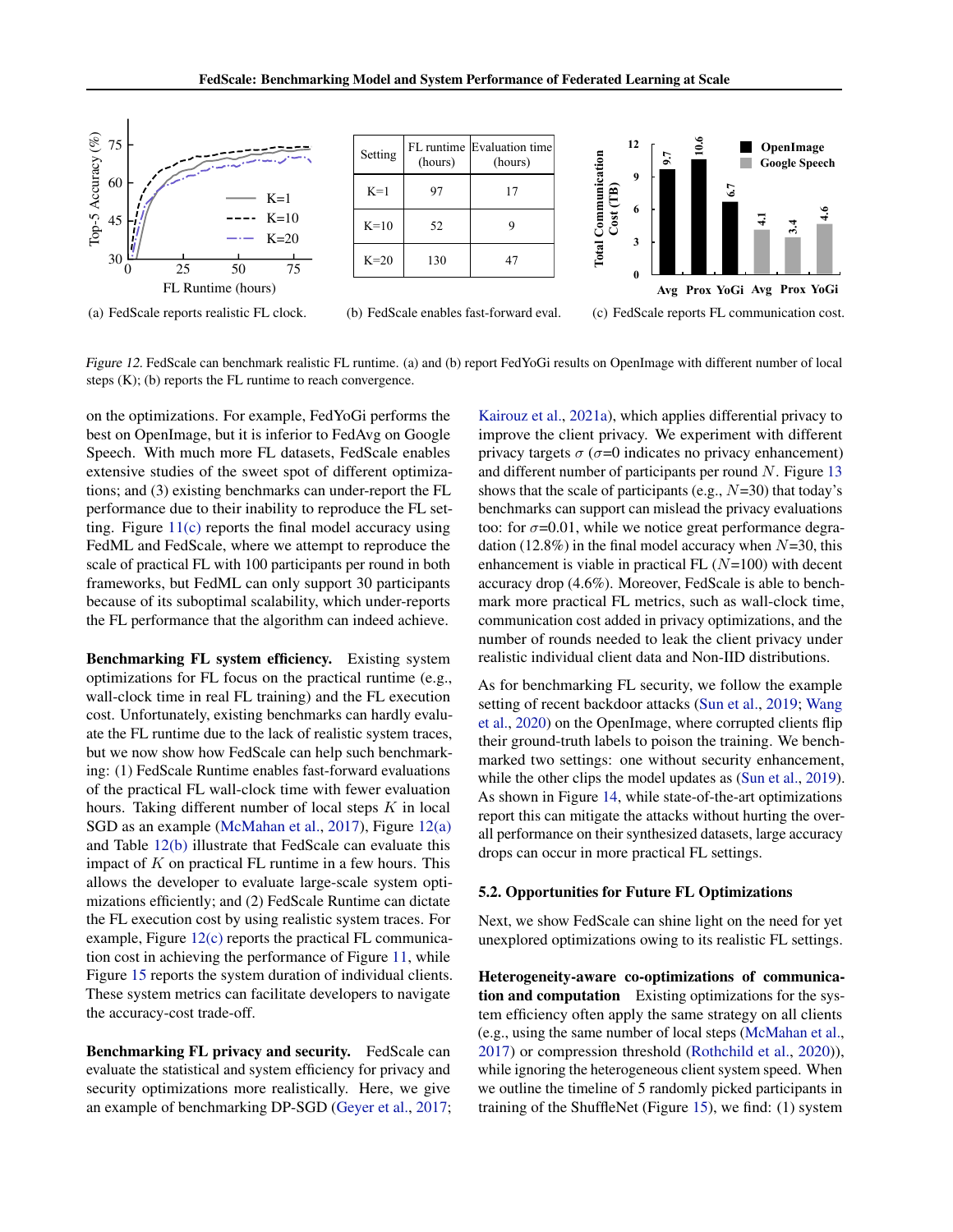| Setting | FL runtime (hours) | Evaluation time (hours) |
|---|---|---|
| K=1 | 97 | 17 |
| K=10 | 52 | 9 |
| K=20 | 130 | 47 |

(a) FedScale reports realistic FL clock. (b) FedScale enables fast-forward eval. (c) FedScale reports FL communication cost.

*Figure 12.* FedScale can benchmark realistic FL runtime. (a) and (b) report FedYoGi results on OpenImage with different number of local steps (K); (b) reports the FL runtime to reach convergence.

on the optimizations. For example, FedYoGi performs the best on OpenImage, but it is inferior to FedAvg on Google Speech. With much more FL datasets, FedScale enables extensive studies of the sweet spot of different optimizations; and (3) existing benchmarks can under-report the FL performance due to their inability to reproduce the FL setting. Figure 11(c) reports the final model accuracy using FedML and FedScale, where we attempt to reproduce the scale of practical FL with 100 participants per round in both frameworks, but FedML can only support 30 participants because of its suboptimal scalability, which under-reports the FL performance that the algorithm can indeed achieve.

**Benchmarking FL system efficiency.** Existing system optimizations for FL focus on the practical runtime (e.g., wall-clock time in real FL training) and the FL execution cost. Unfortunately, existing benchmarks can hardly evaluate the FL runtime due to the lack of realistic system traces, but we now show how FedScale can help such benchmarking: (1) FedScale Runtime enables fast-forward evaluations of the practical FL wall-clock time with fewer evaluation hours. Taking different number of local steps $K$ in local SGD as an example (McMahan et al., 2017), Figure 12(a) and Table 12(b) illustrate that FedScale can evaluate this impact of $K$ on practical FL runtime in a few hours. This allows the developer to evaluate large-scale system optimizations efficiently; and (2) FedScale Runtime can dictate the FL execution cost by using realistic system traces. For example, Figure 12(c) reports the practical FL communication cost in achieving the performance of Figure 11, while Figure 15 reports the system duration of individual clients. These system metrics can facilitate developers to navigate the accuracy-cost trade-off.

**Benchmarking FL privacy and security.** FedScale can evaluate the statistical and system efficiency for privacy and security optimizations more realistically. Here, we give an example of benchmarking DP-SGD (Geyer et al., 2017; Kairouz et al., 2021a), which applies differential privacy to improve the client privacy. We experiment with different privacy targets $\sigma$ ($\sigma$=0 indicates no privacy enhancement) and different number of participants per round $N$. Figure 13 shows that the scale of participants (e.g., $N$=30) that today's benchmarks can support can mislead the privacy evaluations too: for $\sigma$=0.01, while we notice great performance degradation (12.8%) in the final model accuracy when $N$=30, this enhancement is viable in practical FL ($N$=100) with decent accuracy drop (4.6%). Moreover, FedScale is able to benchmark more practical FL metrics, such as wall-clock time, communication cost added in privacy optimizations, and the number of rounds needed to leak the client privacy under realistic individual client data and Non-IID distributions.

As for benchmarking FL security, we follow the example setting of recent backdoor attacks (Sun et al., 2019; Wang et al., 2020) on the OpenImage, where corrupted clients flip their ground-truth labels to poison the training. We benchmarked two settings: one without security enhancement, while the other clips the model updates as (Sun et al., 2019). As shown in Figure 14, while state-of-the-art optimizations report this can mitigate the attacks without hurting the overall performance on their synthesized datasets, large accuracy drops can occur in more practical FL settings.

### 5.2. Opportunities for Future FL Optimizations

Next, we show FedScale can shine light on the need for yet unexplored optimizations owing to its realistic FL settings.

**Heterogeneity-aware co-optimizations of communication and computation** Existing optimizations for the system efficiency often apply the same strategy on all clients (e.g., using the same number of local steps (McMahan et al., 2017) or compression threshold (Rothchild et al., 2020)), while ignoring the heterogeneous client system speed. When we outline the timeline of 5 randomly picked participants in training of the ShuffleNet (Figure 15), we find: (1) system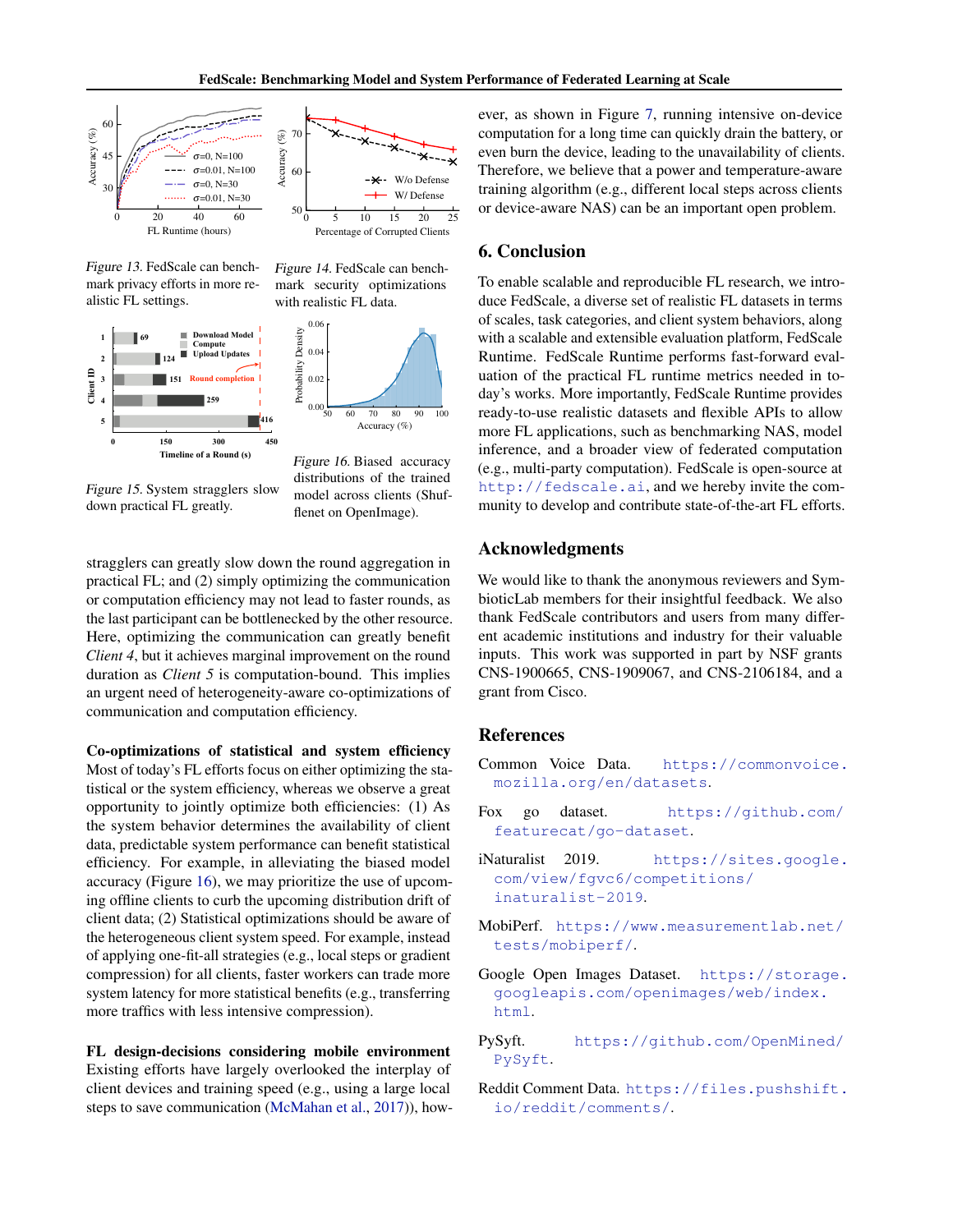Figure 13. FedScale can benchmark privacy efforts in more realistic FL settings.

Figure 14. FedScale can benchmark security optimizations with realistic FL data.

Figure 15. System stragglers slow down practical FL greatly.

Figure 16. Biased accuracy distributions of the trained model across clients (Shufflenet on OpenImage).

stragglers can greatly slow down the round aggregation in practical FL; and (2) simply optimizing the communication or computation efficiency may not lead to faster rounds, as the last participant can be bottlenecked by the other resource. Here, optimizing the communication can greatly benefit *Client 4*, but it achieves marginal improvement on the round duration as *Client 5* is computation-bound. This implies an urgent need of heterogeneity-aware co-optimizations of communication and computation efficiency.

**Co-optimizations of statistical and system efficiency** Most of today's FL efforts focus on either optimizing the statistical or the system efficiency, whereas we observe a great opportunity to jointly optimize both efficiencies: (1) As the system behavior determines the availability of client data, predictable system performance can benefit statistical efficiency. For example, in alleviating the biased model accuracy (Figure 16), we may prioritize the use of upcoming offline clients to curb the upcoming distribution drift of client data; (2) Statistical optimizations should be aware of the heterogeneous client system speed. For example, instead of applying one-fit-all strategies (e.g., local steps or gradient compression) for all clients, faster workers can trade more system latency for more statistical benefits (e.g., transferring more traffics with less intensive compression).

**FL design-decisions considering mobile environment** Existing efforts have largely overlooked the interplay of client devices and training speed (e.g., using a large local steps to save communication (McMahan et al., 2017)), however, as shown in Figure 7, running intensive on-device computation for a long time can quickly drain the battery, or even burn the device, leading to the unavailability of clients. Therefore, we believe that a power and temperature-aware training algorithm (e.g., different local steps across clients or device-aware NAS) can be an important open problem.

## 6. Conclusion

To enable scalable and reproducible FL research, we introduce FedScale, a diverse set of realistic FL datasets in terms of scales, task categories, and client system behaviors, along with a scalable and extensible evaluation platform, FedScale Runtime. FedScale Runtime performs fast-forward evaluation of the practical FL runtime metrics needed in today's works. More importantly, FedScale Runtime provides ready-to-use realistic datasets and flexible APIs to allow more FL applications, such as benchmarking NAS, model inference, and a broader view of federated computation (e.g., multi-party computation). FedScale is open-source at http://fedscale.ai, and we hereby invite the community to develop and contribute state-of-the-art FL efforts.

## Acknowledgments

We would like to thank the anonymous reviewers and SymbioticLab members for their insightful feedback. We also thank FedScale contributors and users from many different academic institutions and industry for their valuable inputs. This work was supported in part by NSF grants CNS-1900665, CNS-1909067, and CNS-2106184, and a grant from Cisco.

## References

Common Voice Data. https://commonvoice.mozilla.org/en/datasets.

Fox go dataset. https://github.com/featurecat/go-dataset.

iNaturalist 2019. https://sites.google.com/view/fgvc6/competitions/inaturalist-2019.

MobiPerf. https://www.measurementlab.net/tests/mobiperf/.

Google Open Images Dataset. https://storage.googleapis.com/openimages/web/index.html.

PySyft. https://github.com/OpenMined/PySyft.

Reddit Comment Data. https://files.pushshift.io/reddit/comments/.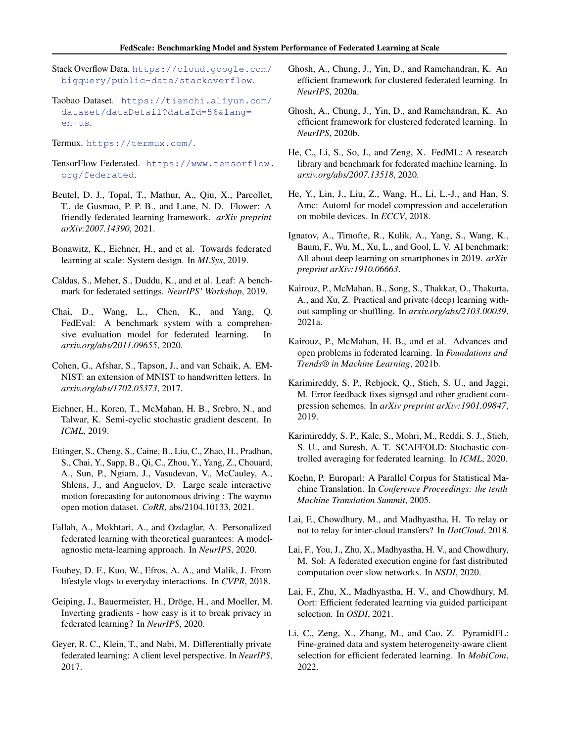Stack Overflow Data. https://cloud.google.com/bigquery/public-data/stackoverflow.

Taobao Dataset. https://tianchi.aliyun.com/dataset/dataDetail?dataId=56&lang=en-us.

Termux. https://termux.com/.

TensorFlow Federated. https://www.tensorflow.org/federated.

Beutel, D. J., Topal, T., Mathur, A., Qiu, X., Parcollet, T., de Gusmao, P. P. B., and Lane, N. D. Flower: A friendly federated learning framework. *arXiv preprint arXiv:2007.14390*, 2021.

Bonawitz, K., Eichner, H., and et al. Towards federated learning at scale: System design. In *MLSys*, 2019.

Caldas, S., Meher, S., Duddu, K., and et al. Leaf: A benchmark for federated settings. *NeurIPS' Workshop*, 2019.

Chai, D., Wang, L., Chen, K., and Yang, Q. FedEval: A benchmark system with a comprehensive evaluation model for federated learning. In *arxiv.org/abs/2011.09655*, 2020.

Cohen, G., Afshar, S., Tapson, J., and van Schaik, A. EMNIST: an extension of MNIST to handwritten letters. In *arxiv.org/abs/1702.05373*, 2017.

Eichner, H., Koren, T., McMahan, H. B., Srebro, N., and Talwar, K. Semi-cyclic stochastic gradient descent. In *ICML*, 2019.

Ettinger, S., Cheng, S., Caine, B., Liu, C., Zhao, H., Pradhan, S., Chai, Y., Sapp, B., Qi, C., Zhou, Y., Yang, Z., Chouard, A., Sun, P., Ngiam, J., Vasudevan, V., McCauley, A., Shlens, J., and Anguelov, D. Large scale interactive motion forecasting for autonomous driving : The waymo open motion dataset. *CoRR*, abs/2104.10133, 2021.

Fallah, A., Mokhtari, A., and Ozdaglar, A. Personalized federated learning with theoretical guarantees: A model-agnostic meta-learning approach. In *NeurIPS*, 2020.

Fouhey, D. F., Kuo, W., Efros, A. A., and Malik, J. From lifestyle vlogs to everyday interactions. In *CVPR*, 2018.

Geiping, J., Bauermeister, H., Dröge, H., and Moeller, M. Inverting gradients - how easy is it to break privacy in federated learning? In *NeurIPS*, 2020.

Geyer, R. C., Klein, T., and Nabi, M. Differentially private federated learning: A client level perspective. In *NeurIPS*, 2017.

Ghosh, A., Chung, J., Yin, D., and Ramchandran, K. An efficient framework for clustered federated learning. In *NeurIPS*, 2020a.

Ghosh, A., Chung, J., Yin, D., and Ramchandran, K. An efficient framework for clustered federated learning. In *NeurIPS*, 2020b.

He, C., Li, S., So, J., and Zeng, X. FedML: A research library and benchmark for federated machine learning. In *arxiv.org/abs/2007.13518*, 2020.

He, Y., Lin, J., Liu, Z., Wang, H., Li, L.-J., and Han, S. Amc: Automl for model compression and acceleration on mobile devices. In *ECCV*, 2018.

Ignatov, A., Timofte, R., Kulik, A., Yang, S., Wang, K., Baum, F., Wu, M., Xu, L., and Gool, L. V. AI benchmark: All about deep learning on smartphones in 2019. *arXiv preprint arXiv:1910.06663*.

Kairouz, P., McMahan, B., Song, S., Thakkar, O., Thakurta, A., and Xu, Z. Practical and private (deep) learning without sampling or shuffling. In *arxiv.org/abs/2103.00039*, 2021a.

Kairouz, P., McMahan, H. B., and et al. Advances and open problems in federated learning. In *Foundations and Trends® in Machine Learning*, 2021b.

Karimireddy, S. P., Rebjock, Q., Stich, S. U., and Jaggi, M. Error feedback fixes signsgd and other gradient compression schemes. In *arXiv preprint arXiv:1901.09847*, 2019.

Karimireddy, S. P., Kale, S., Mohri, M., Reddi, S. J., Stich, S. U., and Suresh, A. T. SCAFFOLD: Stochastic controlled averaging for federated learning. In *ICML*, 2020.

Koehn, P. Europarl: A Parallel Corpus for Statistical Machine Translation. In *Conference Proceedings: the tenth Machine Translation Summit*, 2005.

Lai, F., Chowdhury, M., and Madhyastha, H. To relay or not to relay for inter-cloud transfers? In *HotCloud*, 2018.

Lai, F., You, J., Zhu, X., Madhyastha, H. V., and Chowdhury, M. Sol: A federated execution engine for fast distributed computation over slow networks. In *NSDI*, 2020.

Lai, F., Zhu, X., Madhyastha, H. V., and Chowdhury, M. Oort: Efficient federated learning via guided participant selection. In *OSDI*, 2021.

Li, C., Zeng, X., Zhang, M., and Cao, Z. PyramidFL: Fine-grained data and system heterogeneity-aware client selection for efficient federated learning. In *MobiCom*, 2022.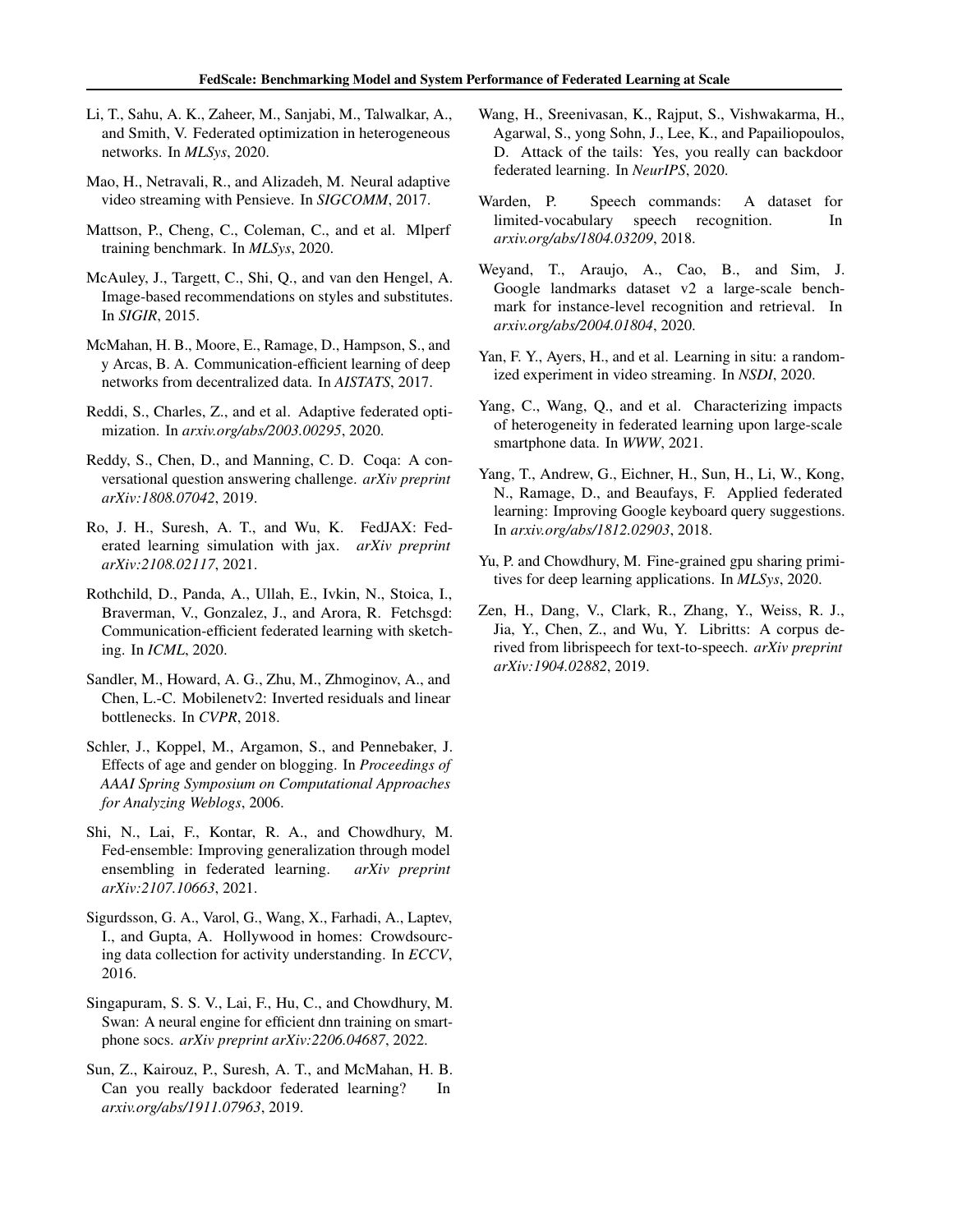Li, T., Sahu, A. K., Zaheer, M., Sanjabi, M., Talwalkar, A., and Smith, V. Federated optimization in heterogeneous networks. In *MLSys*, 2020.

Mao, H., Netravali, R., and Alizadeh, M. Neural adaptive video streaming with Pensieve. In *SIGCOMM*, 2017.

Mattson, P., Cheng, C., Coleman, C., and et al. Mlperf training benchmark. In *MLSys*, 2020.

McAuley, J., Targett, C., Shi, Q., and van den Hengel, A. Image-based recommendations on styles and substitutes. In *SIGIR*, 2015.

McMahan, H. B., Moore, E., Ramage, D., Hampson, S., and y Arcas, B. A. Communication-efficient learning of deep networks from decentralized data. In *AISTATS*, 2017.

Reddi, S., Charles, Z., and et al. Adaptive federated optimization. In *arxiv.org/abs/2003.00295*, 2020.

Reddy, S., Chen, D., and Manning, C. D. Coqa: A conversational question answering challenge. *arXiv preprint arXiv:1808.07042*, 2019.

Ro, J. H., Suresh, A. T., and Wu, K. FedJAX: Federated learning simulation with jax. *arXiv preprint arXiv:2108.02117*, 2021.

Rothchild, D., Panda, A., Ullah, E., Ivkin, N., Stoica, I., Braverman, V., Gonzalez, J., and Arora, R. Fetchsgd: Communication-efficient federated learning with sketching. In *ICML*, 2020.

Sandler, M., Howard, A. G., Zhu, M., Zhmoginov, A., and Chen, L.-C. Mobilenetv2: Inverted residuals and linear bottlenecks. In *CVPR*, 2018.

Schler, J., Koppel, M., Argamon, S., and Pennebaker, J. Effects of age and gender on blogging. In *Proceedings of AAAI Spring Symposium on Computational Approaches for Analyzing Weblogs*, 2006.

Shi, N., Lai, F., Kontar, R. A., and Chowdhury, M. Fed-ensemble: Improving generalization through model ensembling in federated learning. *arXiv preprint arXiv:2107.10663*, 2021.

Sigurdsson, G. A., Varol, G., Wang, X., Farhadi, A., Laptev, I., and Gupta, A. Hollywood in homes: Crowdsourcing data collection for activity understanding. In *ECCV*, 2016.

Singapuram, S. S. V., Lai, F., Hu, C., and Chowdhury, M. Swan: A neural engine for efficient dnn training on smartphone socs. *arXiv preprint arXiv:2206.04687*, 2022.

Sun, Z., Kairouz, P., Suresh, A. T., and McMahan, H. B. Can you really backdoor federated learning? In *arxiv.org/abs/1911.07963*, 2019.

Wang, H., Sreenivasan, K., Rajput, S., Vishwakarma, H., Agarwal, S., yong Sohn, J., Lee, K., and Papailiopoulos, D. Attack of the tails: Yes, you really can backdoor federated learning. In *NeurIPS*, 2020.

Warden, P. Speech commands: A dataset for limited-vocabulary speech recognition. In *arxiv.org/abs/1804.03209*, 2018.

Weyand, T., Araujo, A., Cao, B., and Sim, J. Google landmarks dataset v2 a large-scale benchmark for instance-level recognition and retrieval. In *arxiv.org/abs/2004.01804*, 2020.

Yan, F. Y., Ayers, H., and et al. Learning in situ: a randomized experiment in video streaming. In *NSDI*, 2020.

Yang, C., Wang, Q., and et al. Characterizing impacts of heterogeneity in federated learning upon large-scale smartphone data. In *WWW*, 2021.

Yang, T., Andrew, G., Eichner, H., Sun, H., Li, W., Kong, N., Ramage, D., and Beaufays, F. Applied federated learning: Improving Google keyboard query suggestions. In *arxiv.org/abs/1812.02903*, 2018.

Yu, P. and Chowdhury, M. Fine-grained gpu sharing primitives for deep learning applications. In *MLSys*, 2020.

Zen, H., Dang, V., Clark, R., Zhang, Y., Weiss, R. J., Jia, Y., Chen, Z., and Wu, Y. Libritts: A corpus derived from librispeech for text-to-speech. *arXiv preprint arXiv:1904.02882*, 2019.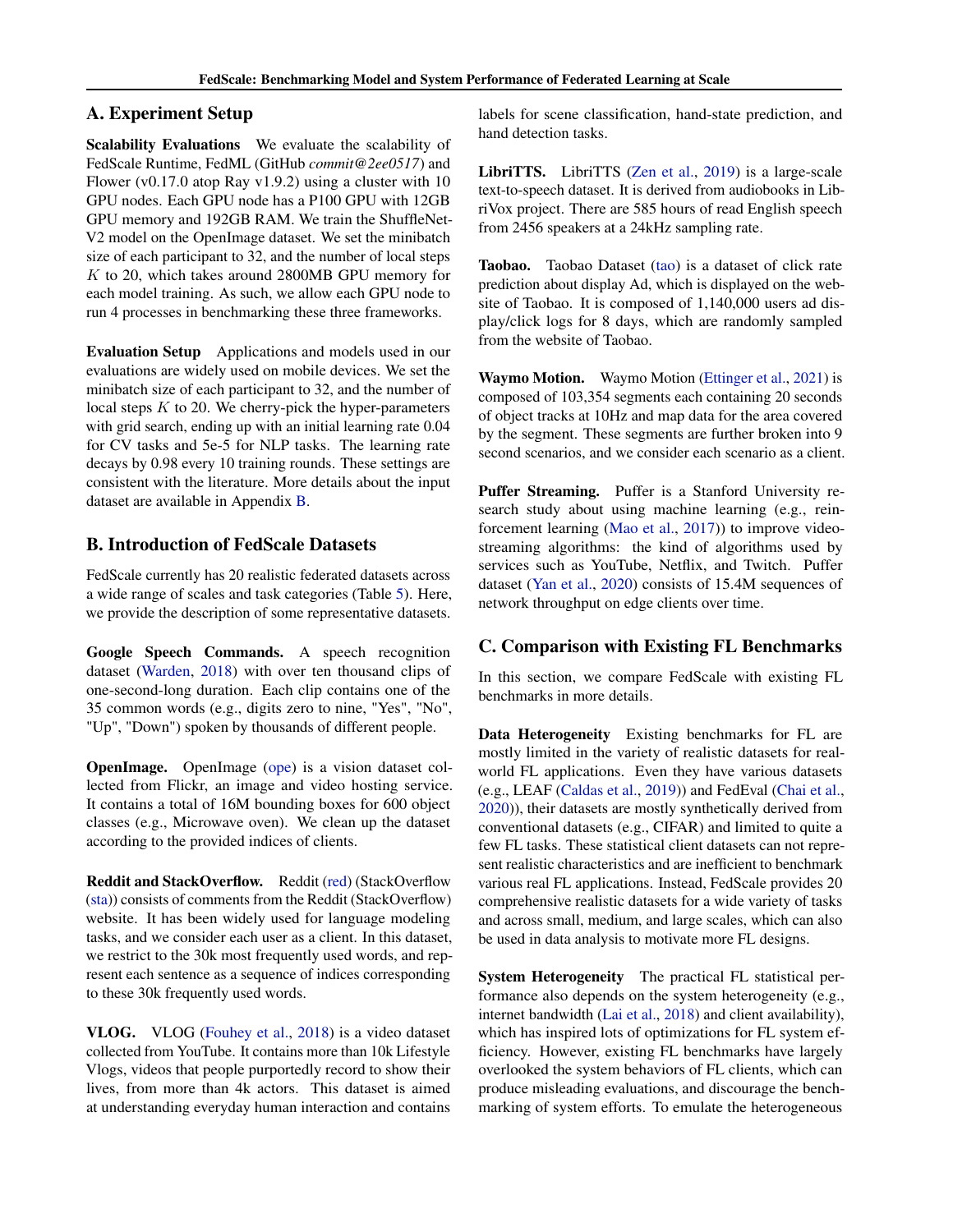## A. Experiment Setup

**Scalability Evaluations** We evaluate the scalability of FedScale Runtime, FedML (GitHub *commit@2ee0517*) and Flower (v0.17.0 atop Ray v1.9.2) using a cluster with 10 GPU nodes. Each GPU node has a P100 GPU with 12GB GPU memory and 192GB RAM. We train the ShuffleNet-V2 model on the OpenImage dataset. We set the minibatch size of each participant to 32, and the number of local steps $K$ to 20, which takes around 2800MB GPU memory for each model training. As such, we allow each GPU node to run 4 processes in benchmarking these three frameworks.

**Evaluation Setup** Applications and models used in our evaluations are widely used on mobile devices. We set the minibatch size of each participant to 32, and the number of local steps $K$ to 20. We cherry-pick the hyper-parameters with grid search, ending up with an initial learning rate 0.04 for CV tasks and 5e-5 for NLP tasks. The learning rate decays by 0.98 every 10 training rounds. These settings are consistent with the literature. More details about the input dataset are available in Appendix B.

## B. Introduction of FedScale Datasets

FedScale currently has 20 realistic federated datasets across a wide range of scales and task categories (Table 5). Here, we provide the description of some representative datasets.

**Google Speech Commands.** A speech recognition dataset (Warden, 2018) with over ten thousand clips of one-second-long duration. Each clip contains one of the 35 common words (e.g., digits zero to nine, "Yes", "No", "Up", "Down") spoken by thousands of different people.

**OpenImage.** OpenImage (ope) is a vision dataset collected from Flickr, an image and video hosting service. It contains a total of 16M bounding boxes for 600 object classes (e.g., Microwave oven). We clean up the dataset according to the provided indices of clients.

**Reddit and StackOverflow.** Reddit (red) (StackOverflow (sta)) consists of comments from the Reddit (StackOverflow) website. It has been widely used for language modeling tasks, and we consider each user as a client. In this dataset, we restrict to the 30k most frequently used words, and represent each sentence as a sequence of indices corresponding to these 30k frequently used words.

**VLOG.** VLOG (Fouhey et al., 2018) is a video dataset collected from YouTube. It contains more than 10k Lifestyle Vlogs, videos that people purportedly record to show their lives, from more than 4k actors. This dataset is aimed at understanding everyday human interaction and contains labels for scene classification, hand-state prediction, and hand detection tasks.

**LibriTTS.** LibriTTS (Zen et al., 2019) is a large-scale text-to-speech dataset. It is derived from audiobooks in LibriVox project. There are 585 hours of read English speech from 2456 speakers at a 24kHz sampling rate.

**Taobao.** Taobao Dataset (tao) is a dataset of click rate prediction about display Ad, which is displayed on the website of Taobao. It is composed of 1,140,000 users ad display/click logs for 8 days, which are randomly sampled from the website of Taobao.

**Waymo Motion.** Waymo Motion (Ettinger et al., 2021) is composed of 103,354 segments each containing 20 seconds of object tracks at 10Hz and map data for the area covered by the segment. These segments are further broken into 9 second scenarios, and we consider each scenario as a client.

**Puffer Streaming.** Puffer is a Stanford University research study about using machine learning (e.g., reinforcement learning (Mao et al., 2017)) to improve video-streaming algorithms: the kind of algorithms used by services such as YouTube, Netflix, and Twitch. Puffer dataset (Yan et al., 2020) consists of 15.4M sequences of network throughput on edge clients over time.

## C. Comparison with Existing FL Benchmarks

In this section, we compare FedScale with existing FL benchmarks in more details.

**Data Heterogeneity** Existing benchmarks for FL are mostly limited in the variety of realistic datasets for real-world FL applications. Even they have various datasets (e.g., LEAF (Caldas et al., 2019)) and FedEval (Chai et al., 2020)), their datasets are mostly synthetically derived from conventional datasets (e.g., CIFAR) and limited to quite a few FL tasks. These statistical client datasets can not represent realistic characteristics and are inefficient to benchmark various real FL applications. Instead, FedScale provides 20 comprehensive realistic datasets for a wide variety of tasks and across small, medium, and large scales, which can also be used in data analysis to motivate more FL designs.

**System Heterogeneity** The practical FL statistical performance also depends on the system heterogeneity (e.g., internet bandwidth (Lai et al., 2018) and client availability), which has inspired lots of optimizations for FL system efficiency. However, existing FL benchmarks have largely overlooked the system behaviors of FL clients, which can produce misleading evaluations, and discourage the benchmarking of system efforts. To emulate the heterogeneous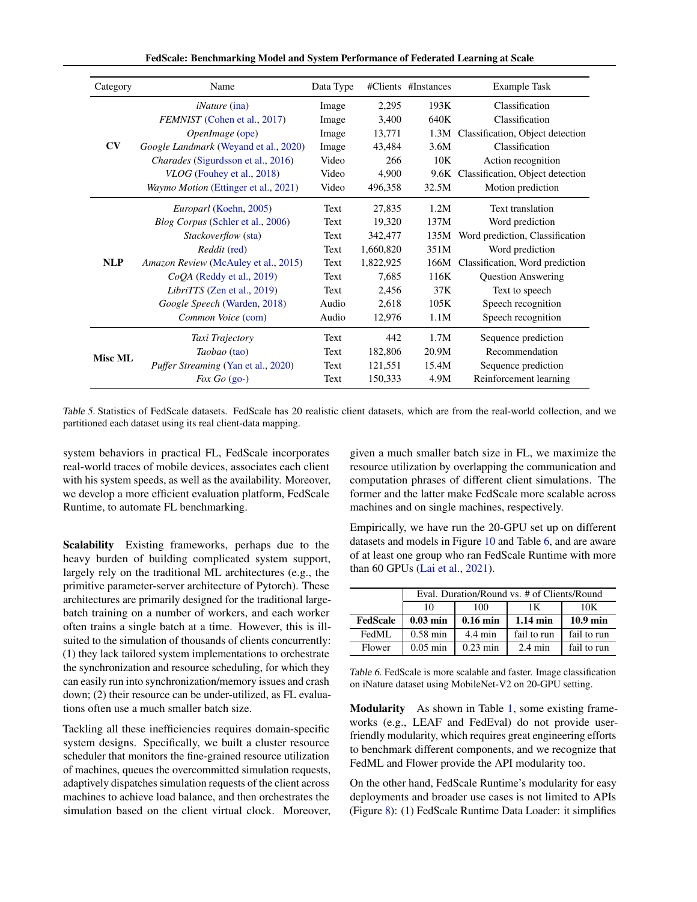| Category | Name | Data Type | #Clients | #Instances | Example Task |
|---|---|---|---|---|---|
| **CV** | *iNature* (ina) | Image | 2,295 | 193K | Classification |
| | *FEMNIST* (Cohen et al., 2017) | Image | 3,400 | 640K | Classification |
| | *OpenImage* (ope) | Image | 13,771 | 1.3M | Classification, Object detection |
| | *Google Landmark* (Weyand et al., 2020) | Image | 43,484 | 3.6M | Classification |
| | *Charades* (Sigurdsson et al., 2016) | Video | 266 | 10K | Action recognition |
| | *VLOG* (Fouhey et al., 2018) | Video | 4,900 | 9.6K | Classification, Object detection |
| | *Waymo Motion* (Ettinger et al., 2021) | Video | 496,358 | 32.5M | Motion prediction |
| **NLP** | *Europarl* (Koehn, 2005) | Text | 27,835 | 1.2M | Text translation |
| | *Blog Corpus* (Schler et al., 2006) | Text | 19,320 | 137M | Word prediction |
| | *Stackoverflow* (sta) | Text | 342,477 | 135M | Word prediction, Classification |
| | *Reddit* (red) | Text | 1,660,820 | 351M | Word prediction |
| | *Amazon Review* (McAuley et al., 2015) | Text | 1,822,925 | 166M | Classification, Word prediction |
| | *CoQA* (Reddy et al., 2019) | Text | 7,685 | 116K | Question Answering |
| | *LibriTTS* (Zen et al., 2019) | Text | 2,456 | 37K | Text to speech |
| | *Google Speech* (Warden, 2018) | Audio | 2,618 | 105K | Speech recognition |
| | *Common Voice* (com) | Audio | 12,976 | 1.1M | Speech recognition |
| **Misc ML** | *Taxi Trajectory* | Text | 442 | 1.7M | Sequence prediction |
| | *Taobao* (tao) | Text | 182,806 | 20.9M | Recommendation |
| | *Puffer Streaming* (Yan et al., 2020) | Text | 121,551 | 15.4M | Sequence prediction |
| | *Fox Go* (go-) | Text | 150,333 | 4.9M | Reinforcement learning |

Table 5. Statistics of FedScale datasets. FedScale has 20 realistic client datasets, which are from the real-world collection, and we partitioned each dataset using its real client-data mapping.

system behaviors in practical FL, FedScale incorporates real-world traces of mobile devices, associates each client with his system speeds, as well as the availability. Moreover, we develop a more efficient evaluation platform, FedScale Runtime, to automate FL benchmarking.

**Scalability** Existing frameworks, perhaps due to the heavy burden of building complicated system support, largely rely on the traditional ML architectures (e.g., the primitive parameter-server architecture of Pytorch). These architectures are primarily designed for the traditional large-batch training on a number of workers, and each worker often trains a single batch at a time. However, this is ill-suited to the simulation of thousands of clients concurrently: (1) they lack tailored system implementations to orchestrate the synchronization and resource scheduling, for which they can easily run into synchronization/memory issues and crash down; (2) their resource can be under-utilized, as FL evaluations often use a much smaller batch size.

Tackling all these inefficiencies requires domain-specific system designs. Specifically, we built a cluster resource scheduler that monitors the fine-grained resource utilization of machines, queues the overcommitted simulation requests, adaptively dispatches simulation requests of the client across machines to achieve load balance, and then orchestrates the simulation based on the client virtual clock. Moreover, given a much smaller batch size in FL, we maximize the resource utilization by overlapping the communication and computation phrases of different client simulations. The former and the latter make FedScale more scalable across machines and on single machines, respectively.

Empirically, we have run the 20-GPU set up on different datasets and models in Figure 10 and Table 6, and are aware of at least one group who ran FedScale Runtime with more than 60 GPUs (Lai et al., 2021).

| | Eval. Duration/Round vs. # of Clients/Round | | | |
|---|---|---|---|---|
| | 10 | 100 | 1K | 10K |
| **FedScale** | **0.03 min** | **0.16 min** | **1.14 min** | **10.9 min** |
| FedML | 0.58 min | 4.4 min | fail to run | fail to run |
| Flower | 0.05 min | 0.23 min | 2.4 min | fail to run |

Table 6. FedScale is more scalable and faster. Image classification on iNature dataset using MobileNet-V2 on 20-GPU setting.

**Modularity** As shown in Table 1, some existing frameworks (e.g., LEAF and FedEval) do not provide user-friendly modularity, which requires great engineering efforts to benchmark different components, and we recognize that FedML and Flower provide the API modularity too.

On the other hand, FedScale Runtime's modularity for easy deployments and broader use cases is not limited to APIs (Figure 8): (1) FedScale Runtime Data Loader: it simplifies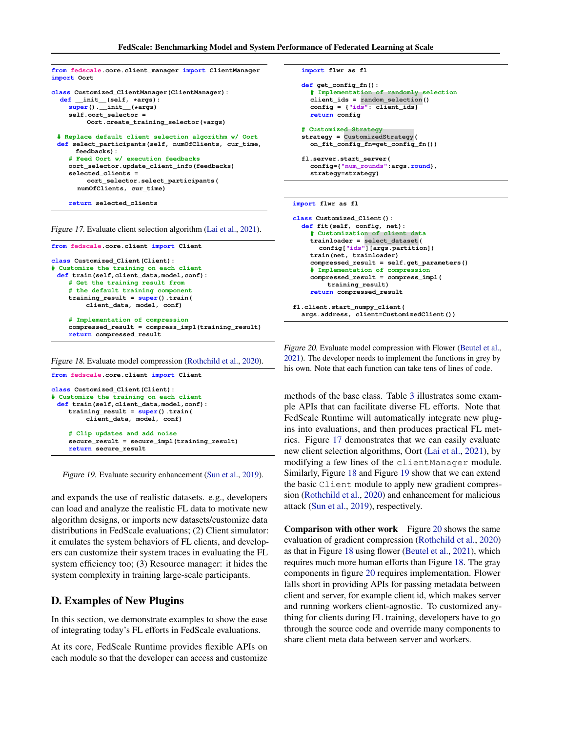```python
from fedscale.core.client_manager import ClientManager
import Oort

class Customized_ClientManager(ClientManager):
  def __init__(self, *args):
    super().__init__(*args)
    self.oort_selector =
          Oort.create_training_selector(*args)

  # Replace default client selection algorithm w/ Oort
  def select_participants(self, numOfClients, cur_time,
        feedbacks):
    # Feed Oort w/ execution feedbacks
    oort_selector.update_client_info(feedbacks)
    selected_clients =
          oort_selector.select_participants(
      numOfClients, cur_time)

    return selected_clients
```

*Figure 17.* Evaluate client selection algorithm (Lai et al., 2021).

```python
from fedscale.core.client import Client

class Customized_Client(Client):
# Customize the training on each client
  def train(self,client_data,model,conf):
    # Get the training result from
    # the default training component
    training_result = super().train(
          client_data, model, conf)

    # Implementation of compression
    compressed_result = compress_impl(training_result)
    return compressed_result
```

*Figure 18.* Evaluate model compression (Rothchild et al., 2020).

```python
from fedscale.core.client import Client

class Customized_Client(Client):
# Customize the training on each client
  def train(self,client_data,model,conf):
    training_result = super().train(
          client_data, model, conf)

    # Clip updates and add noise
    secure_result = secure_impl(training_result)
    return secure_result
```

*Figure 19.* Evaluate security enhancement (Sun et al., 2019).

and expands the use of realistic datasets. e.g., developers can load and analyze the realistic FL data to motivate new algorithm designs, or imports new datasets/customize data distributions in FedScale evaluations; (2) Client simulator: it emulates the system behaviors of FL clients, and developers can customize their system traces in evaluating the FL system efficiency too; (3) Resource manager: it hides the system complexity in training large-scale participants.

## D. Examples of New Plugins

In this section, we demonstrate examples to show the ease of integrating today's FL efforts in FedScale evaluations.

At its core, FedScale Runtime provides flexible APIs on each module so that the developer can access and customize

```python
  import flwr as fl

  def get_config_fn():
    # Implementation of randomly selection
    client_ids = random_selection()
    config = {"ids": client_ids}
    return config

  # Customized Strategy
  strategy = CustomizedStrategy(
    on_fit_config_fn=get_config_fn())

  fl.server.start_server(
    config={"num_rounds":args.round},
    strategy=strategy)
```

```python
import flwr as fl

class Customized_Client():
  def fit(self, config, net):
    # Customization of client data
    trainloader = select_dataset(
      config["ids"][args.partition])
    train(net, trainloader)
    compressed_result = self.get_parameters()
    # Implementation of compression
    compressed_result = compress_impl(
        training_result)
    return compressed_result

fl.client.start_numpy_client(
  args.address, client=CustomizedClient())
```

*Figure 20.* Evaluate model compression with Flower (Beutel et al., 2021). The developer needs to implement the functions in grey by his own. Note that each function can take tens of lines of code.

methods of the base class. Table 3 illustrates some example APIs that can facilitate diverse FL efforts. Note that FedScale Runtime will automatically integrate new plugins into evaluations, and then produces practical FL metrics. Figure 17 demonstrates that we can easily evaluate new client selection algorithms, Oort (Lai et al., 2021), by modifying a few lines of the `clientManager` module. Similarly, Figure 18 and Figure 19 show that we can extend the basic `Client` module to apply new gradient compression (Rothchild et al., 2020) and enhancement for malicious attack (Sun et al., 2019), respectively.

**Comparison with other work** Figure 20 shows the same evaluation of gradient compression (Rothchild et al., 2020) as that in Figure 18 using flower (Beutel et al., 2021), which requires much more human efforts than Figure 18. The gray components in figure 20 requires implementation. Flower falls short in providing APIs for passing metadata between client and server, for example client id, which makes server and running workers client-agnostic. To customized anything for clients during FL training, developers have to go through the source code and override many components to share client meta data between server and workers.